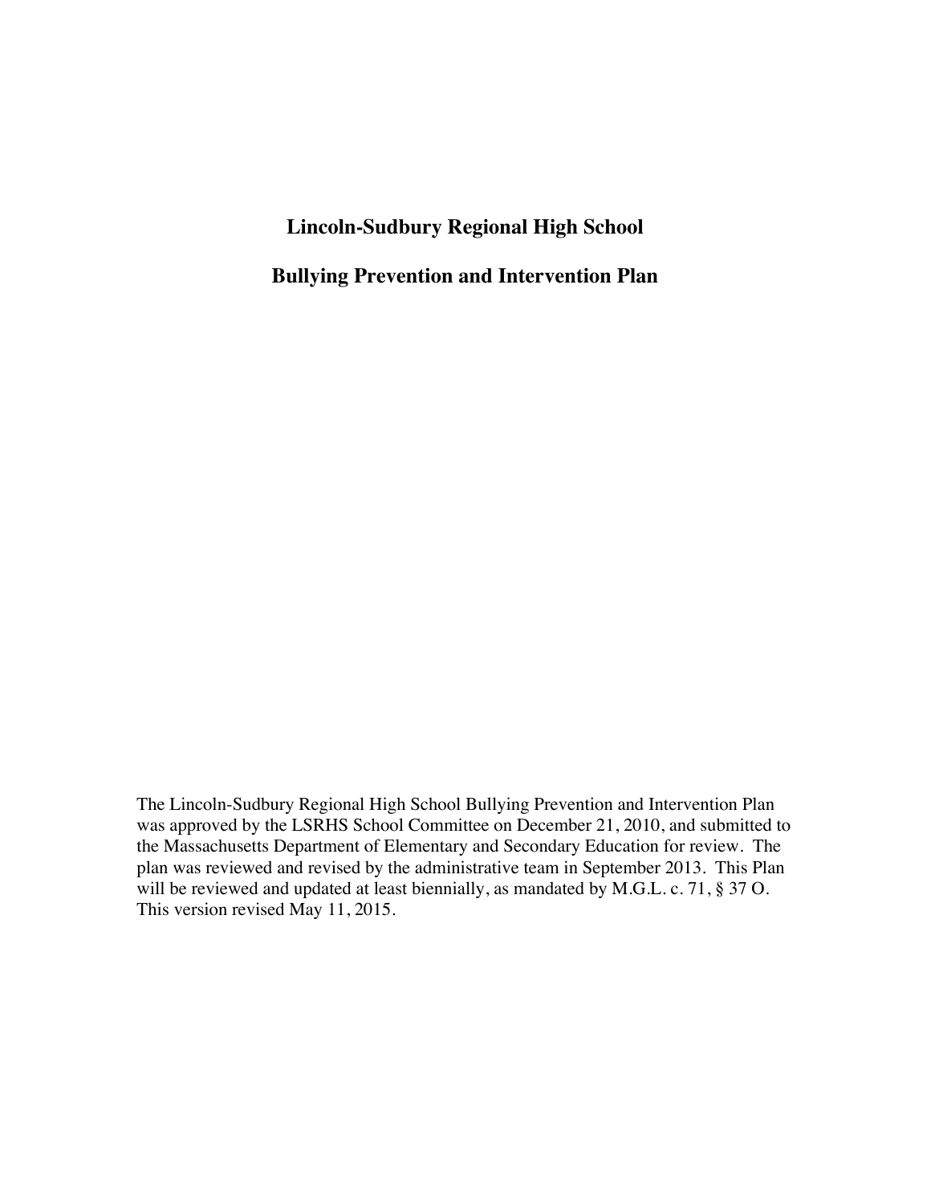# Lincoln-Sudbury Regional High School

## Bullying Prevention and Intervention Plan

The Lincoln-Sudbury Regional High School Bullying Prevention and Intervention Plan was approved by the LSRHS School Committee on December 21, 2010, and submitted to the Massachusetts Department of Elementary and Secondary Education for review. The plan was reviewed and revised by the administrative team in September 2013. This Plan will be reviewed and updated at least biennially, as mandated by M.G.L. c. 71, § 37 O. This version revised May 11, 2015.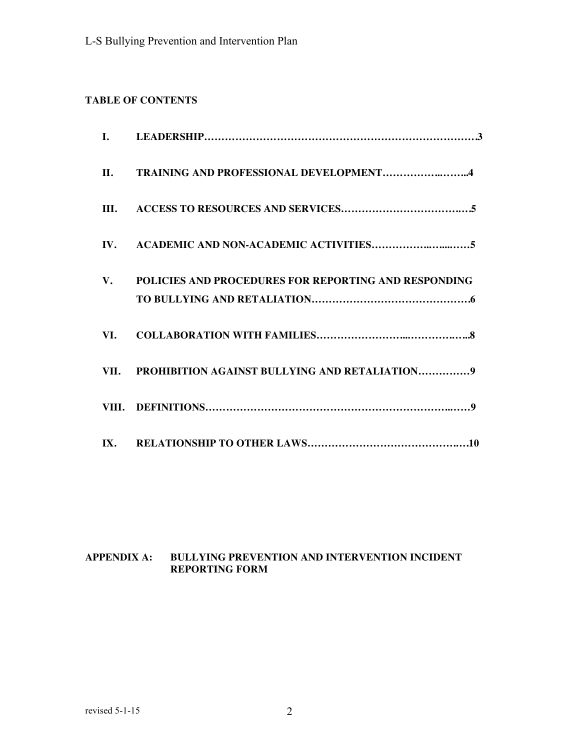**TABLE OF CONTENTS**

- **I. LEADERSHIP……………………………………………………………………3**
- **II. TRAINING AND PROFESSIONAL DEVELOPMENT……………..……..4**
- **III. ACCESS TO RESOURCES AND SERVICES…………………………….…5**
- **IV. ACADEMIC AND NON-ACADEMIC ACTIVITIES……………..…...……5**
- **V. POLICIES AND PROCEDURES FOR REPORTING AND RESPONDING TO BULLYING AND RETALIATION……………………………………….6**
- **VI. COLLABORATION WITH FAMILIES……………………...……………..…..8**
- **VII. PROHIBITION AGAINST BULLYING AND RETALIATION……………9**
- **VIII. DEFINITIONS…………………………………………………………...……9**
- **IX. RELATIONSHIP TO OTHER LAWS……………………………………..…10**

**APPENDIX A: BULLYING PREVENTION AND INTERVENTION INCIDENT REPORTING FORM**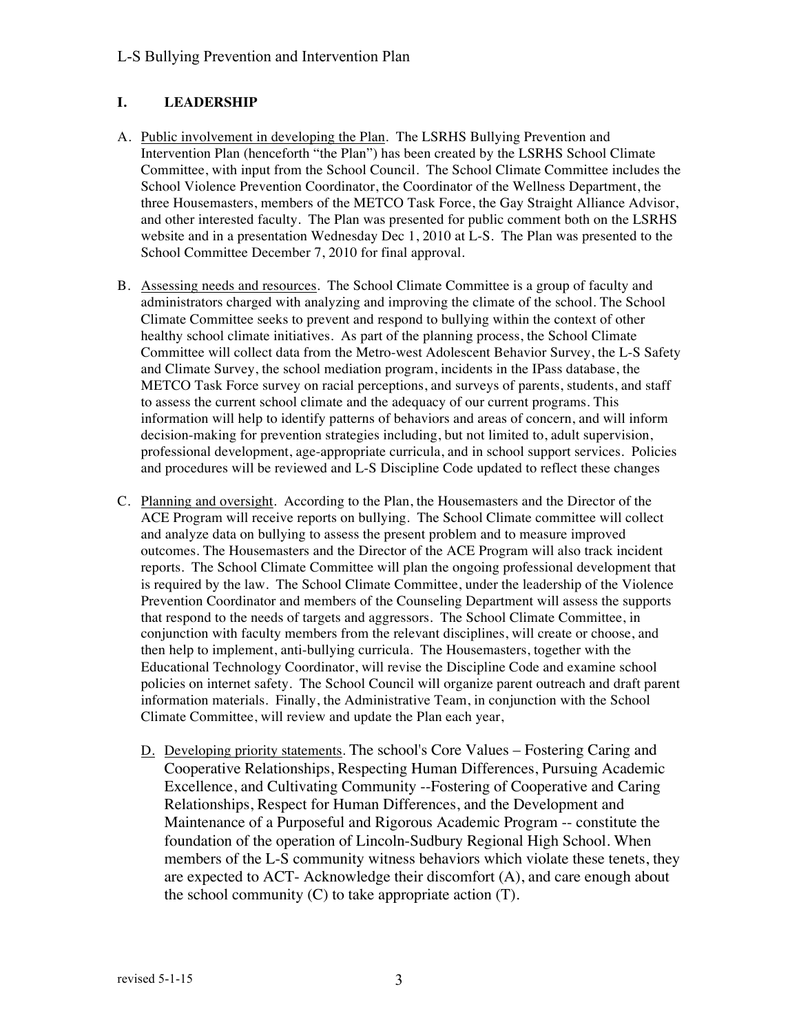## I. LEADERSHIP

A. Public involvement in developing the Plan. The LSRHS Bullying Prevention and Intervention Plan (henceforth "the Plan") has been created by the LSRHS School Climate Committee, with input from the School Council. The School Climate Committee includes the School Violence Prevention Coordinator, the Coordinator of the Wellness Department, the three Housemasters, members of the METCO Task Force, the Gay Straight Alliance Advisor, and other interested faculty. The Plan was presented for public comment both on the LSRHS website and in a presentation Wednesday Dec 1, 2010 at L-S. The Plan was presented to the School Committee December 7, 2010 for final approval.

B. Assessing needs and resources. The School Climate Committee is a group of faculty and administrators charged with analyzing and improving the climate of the school. The School Climate Committee seeks to prevent and respond to bullying within the context of other healthy school climate initiatives. As part of the planning process, the School Climate Committee will collect data from the Metro-west Adolescent Behavior Survey, the L-S Safety and Climate Survey, the school mediation program, incidents in the IPass database, the METCO Task Force survey on racial perceptions, and surveys of parents, students, and staff to assess the current school climate and the adequacy of our current programs. This information will help to identify patterns of behaviors and areas of concern, and will inform decision-making for prevention strategies including, but not limited to, adult supervision, professional development, age-appropriate curricula, and in school support services. Policies and procedures will be reviewed and L-S Discipline Code updated to reflect these changes

C. Planning and oversight. According to the Plan, the Housemasters and the Director of the ACE Program will receive reports on bullying. The School Climate committee will collect and analyze data on bullying to assess the present problem and to measure improved outcomes. The Housemasters and the Director of the ACE Program will also track incident reports. The School Climate Committee will plan the ongoing professional development that is required by the law. The School Climate Committee, under the leadership of the Violence Prevention Coordinator and members of the Counseling Department will assess the supports that respond to the needs of targets and aggressors. The School Climate Committee, in conjunction with faculty members from the relevant disciplines, will create or choose, and then help to implement, anti-bullying curricula. The Housemasters, together with the Educational Technology Coordinator, will revise the Discipline Code and examine school policies on internet safety. The School Council will organize parent outreach and draft parent information materials. Finally, the Administrative Team, in conjunction with the School Climate Committee, will review and update the Plan each year,

D. Developing priority statements. The school's Core Values – Fostering Caring and Cooperative Relationships, Respecting Human Differences, Pursuing Academic Excellence, and Cultivating Community --Fostering of Cooperative and Caring Relationships, Respect for Human Differences, and the Development and Maintenance of a Purposeful and Rigorous Academic Program -- constitute the foundation of the operation of Lincoln-Sudbury Regional High School. When members of the L-S community witness behaviors which violate these tenets, they are expected to ACT- Acknowledge their discomfort (A), and care enough about the school community (C) to take appropriate action (T).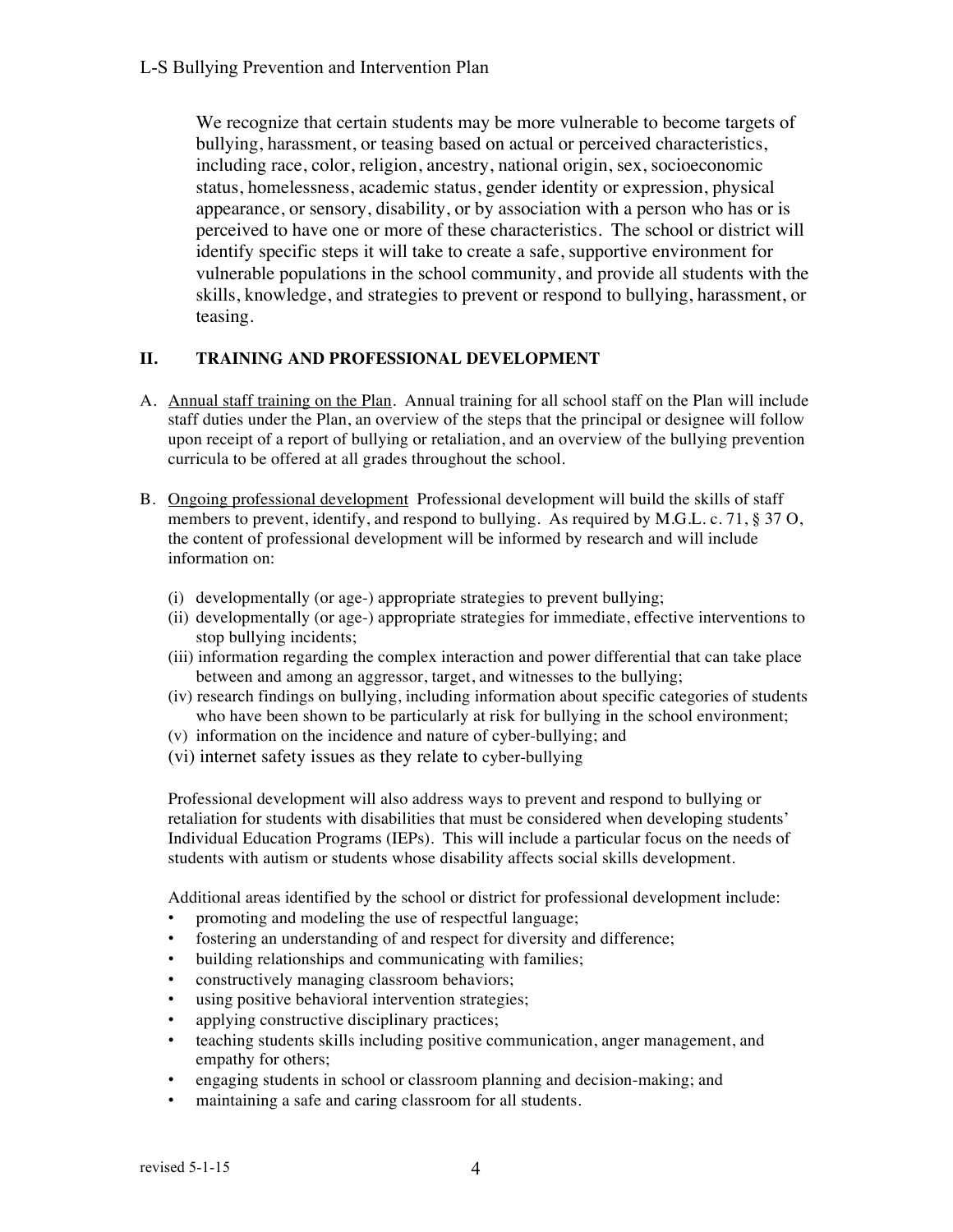We recognize that certain students may be more vulnerable to become targets of bullying, harassment, or teasing based on actual or perceived characteristics, including race, color, religion, ancestry, national origin, sex, socioeconomic status, homelessness, academic status, gender identity or expression, physical appearance, or sensory, disability, or by association with a person who has or is perceived to have one or more of these characteristics. The school or district will identify specific steps it will take to create a safe, supportive environment for vulnerable populations in the school community, and provide all students with the skills, knowledge, and strategies to prevent or respond to bullying, harassment, or teasing.

## II. TRAINING AND PROFESSIONAL DEVELOPMENT

A. Annual staff training on the Plan. Annual training for all school staff on the Plan will include staff duties under the Plan, an overview of the steps that the principal or designee will follow upon receipt of a report of bullying or retaliation, and an overview of the bullying prevention curricula to be offered at all grades throughout the school.

B. Ongoing professional development Professional development will build the skills of staff members to prevent, identify, and respond to bullying. As required by M.G.L. c. 71, § 37 O, the content of professional development will be informed by research and will include information on:

(i) developmentally (or age-) appropriate strategies to prevent bullying;
(ii) developmentally (or age-) appropriate strategies for immediate, effective interventions to stop bullying incidents;
(iii) information regarding the complex interaction and power differential that can take place between and among an aggressor, target, and witnesses to the bullying;
(iv) research findings on bullying, including information about specific categories of students who have been shown to be particularly at risk for bullying in the school environment;
(v) information on the incidence and nature of cyber-bullying; and
(vi) internet safety issues as they relate to cyber-bullying

Professional development will also address ways to prevent and respond to bullying or retaliation for students with disabilities that must be considered when developing students' Individual Education Programs (IEPs). This will include a particular focus on the needs of students with autism or students whose disability affects social skills development.

Additional areas identified by the school or district for professional development include:

- promoting and modeling the use of respectful language;
- fostering an understanding of and respect for diversity and difference;
- building relationships and communicating with families;
- constructively managing classroom behaviors;
- using positive behavioral intervention strategies;
- applying constructive disciplinary practices;
- teaching students skills including positive communication, anger management, and empathy for others;
- engaging students in school or classroom planning and decision-making; and
- maintaining a safe and caring classroom for all students.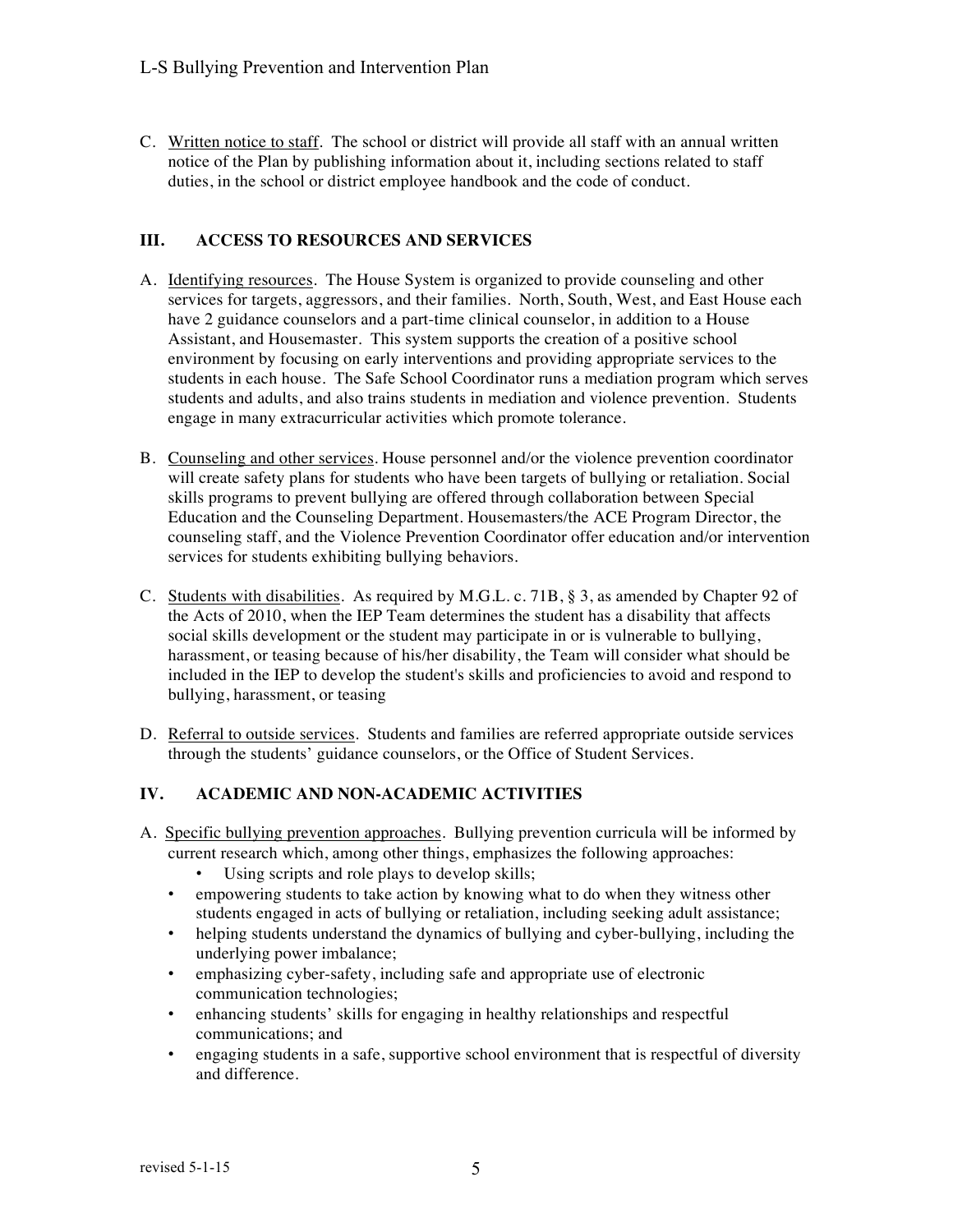C. Written notice to staff. The school or district will provide all staff with an annual written notice of the Plan by publishing information about it, including sections related to staff duties, in the school or district employee handbook and the code of conduct.

## III. ACCESS TO RESOURCES AND SERVICES

A. Identifying resources. The House System is organized to provide counseling and other services for targets, aggressors, and their families. North, South, West, and East House each have 2 guidance counselors and a part-time clinical counselor, in addition to a House Assistant, and Housemaster. This system supports the creation of a positive school environment by focusing on early interventions and providing appropriate services to the students in each house. The Safe School Coordinator runs a mediation program which serves students and adults, and also trains students in mediation and violence prevention. Students engage in many extracurricular activities which promote tolerance.

B. Counseling and other services. House personnel and/or the violence prevention coordinator will create safety plans for students who have been targets of bullying or retaliation. Social skills programs to prevent bullying are offered through collaboration between Special Education and the Counseling Department. Housemasters/the ACE Program Director, the counseling staff, and the Violence Prevention Coordinator offer education and/or intervention services for students exhibiting bullying behaviors.

C. Students with disabilities. As required by M.G.L. c. 71B, § 3, as amended by Chapter 92 of the Acts of 2010, when the IEP Team determines the student has a disability that affects social skills development or the student may participate in or is vulnerable to bullying, harassment, or teasing because of his/her disability, the Team will consider what should be included in the IEP to develop the student's skills and proficiencies to avoid and respond to bullying, harassment, or teasing

D. Referral to outside services. Students and families are referred appropriate outside services through the students' guidance counselors, or the Office of Student Services.

## IV. ACADEMIC AND NON-ACADEMIC ACTIVITIES

A. Specific bullying prevention approaches. Bullying prevention curricula will be informed by current research which, among other things, emphasizes the following approaches:

- Using scripts and role plays to develop skills;
- empowering students to take action by knowing what to do when they witness other students engaged in acts of bullying or retaliation, including seeking adult assistance;
- helping students understand the dynamics of bullying and cyber-bullying, including the underlying power imbalance;
- emphasizing cyber-safety, including safe and appropriate use of electronic communication technologies;
- enhancing students' skills for engaging in healthy relationships and respectful communications; and
- engaging students in a safe, supportive school environment that is respectful of diversity and difference.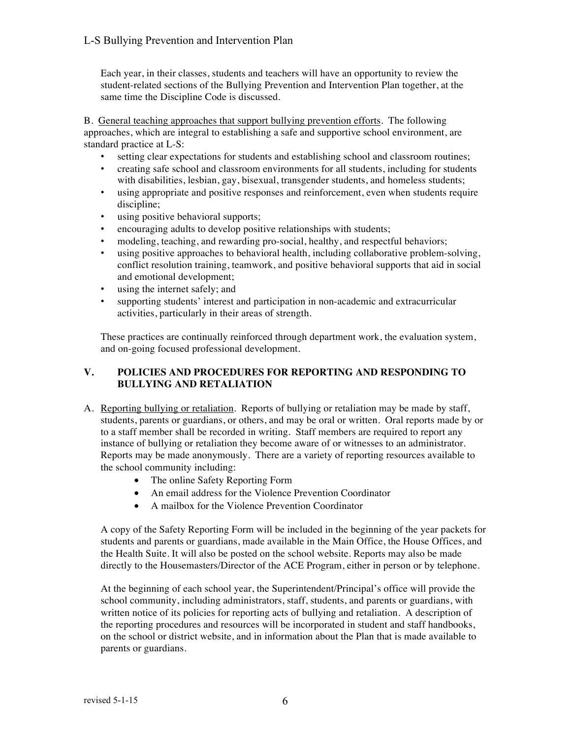Each year, in their classes, students and teachers will have an opportunity to review the student-related sections of the Bullying Prevention and Intervention Plan together, at the same time the Discipline Code is discussed.

B. General teaching approaches that support bullying prevention efforts. The following approaches, which are integral to establishing a safe and supportive school environment, are standard practice at L-S:

- setting clear expectations for students and establishing school and classroom routines;
- creating safe school and classroom environments for all students, including for students with disabilities, lesbian, gay, bisexual, transgender students, and homeless students;
- using appropriate and positive responses and reinforcement, even when students require discipline;
- using positive behavioral supports;
- encouraging adults to develop positive relationships with students;
- modeling, teaching, and rewarding pro-social, healthy, and respectful behaviors;
- using positive approaches to behavioral health, including collaborative problem-solving, conflict resolution training, teamwork, and positive behavioral supports that aid in social and emotional development;
- using the internet safely; and
- supporting students' interest and participation in non-academic and extracurricular activities, particularly in their areas of strength.

These practices are continually reinforced through department work, the evaluation system, and on-going focused professional development.

## V. POLICIES AND PROCEDURES FOR REPORTING AND RESPONDING TO BULLYING AND RETALIATION

A. Reporting bullying or retaliation. Reports of bullying or retaliation may be made by staff, students, parents or guardians, or others, and may be oral or written. Oral reports made by or to a staff member shall be recorded in writing. Staff members are required to report any instance of bullying or retaliation they become aware of or witnesses to an administrator. Reports may be made anonymously. There are a variety of reporting resources available to the school community including:

- The online Safety Reporting Form
- An email address for the Violence Prevention Coordinator
- A mailbox for the Violence Prevention Coordinator

A copy of the Safety Reporting Form will be included in the beginning of the year packets for students and parents or guardians, made available in the Main Office, the House Offices, and the Health Suite. It will also be posted on the school website. Reports may also be made directly to the Housemasters/Director of the ACE Program, either in person or by telephone.

At the beginning of each school year, the Superintendent/Principal's office will provide the school community, including administrators, staff, students, and parents or guardians, with written notice of its policies for reporting acts of bullying and retaliation. A description of the reporting procedures and resources will be incorporated in student and staff handbooks, on the school or district website, and in information about the Plan that is made available to parents or guardians.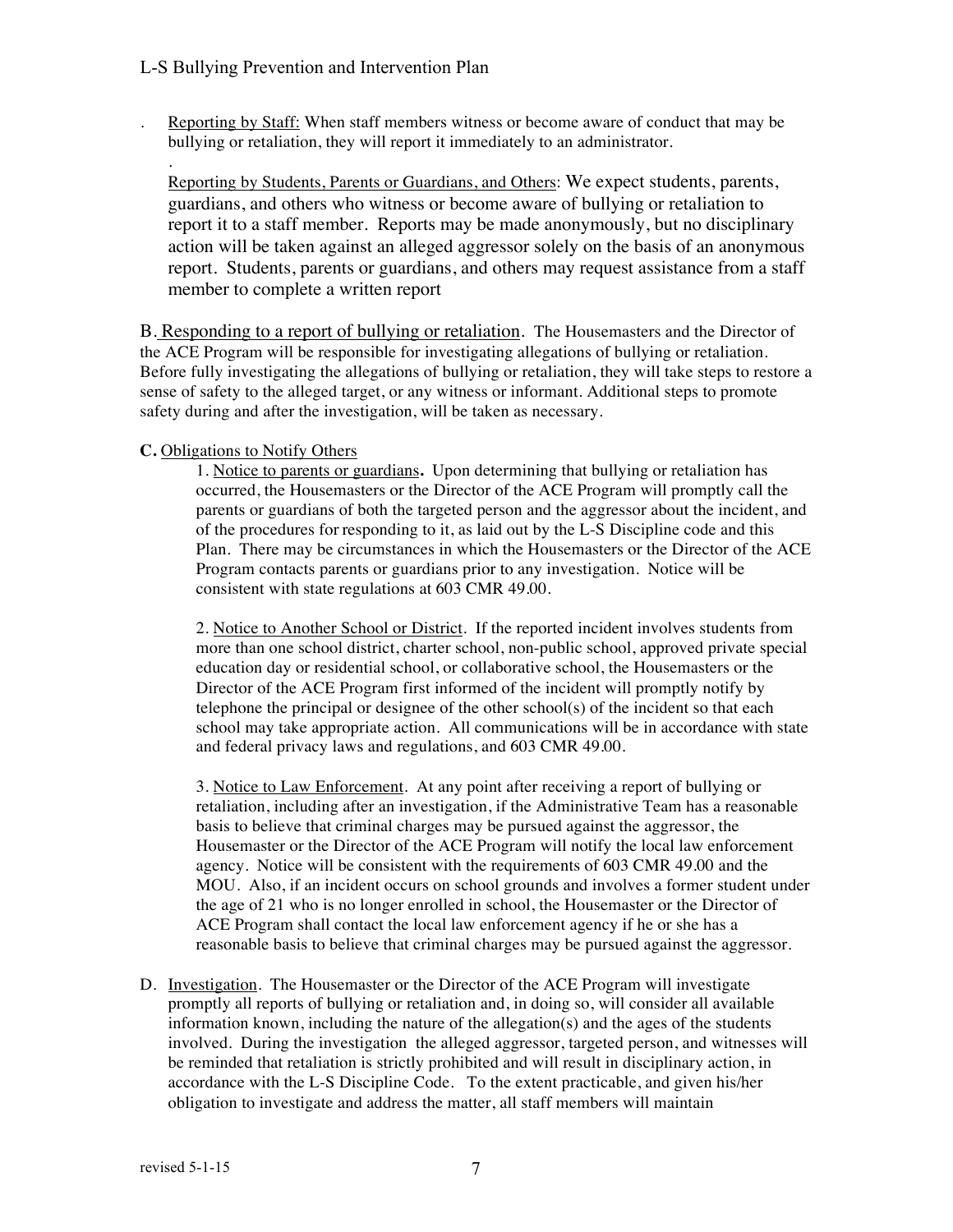. Reporting by Staff: When staff members witness or become aware of conduct that may be bullying or retaliation, they will report it immediately to an administrator.

.

Reporting by Students, Parents or Guardians, and Others: We expect students, parents, guardians, and others who witness or become aware of bullying or retaliation to report it to a staff member. Reports may be made anonymously, but no disciplinary action will be taken against an alleged aggressor solely on the basis of an anonymous report. Students, parents or guardians, and others may request assistance from a staff member to complete a written report

B. Responding to a report of bullying or retaliation. The Housemasters and the Director of the ACE Program will be responsible for investigating allegations of bullying or retaliation. Before fully investigating the allegations of bullying or retaliation, they will take steps to restore a sense of safety to the alleged target, or any witness or informant. Additional steps to promote safety during and after the investigation, will be taken as necessary.

**C.** Obligations to Notify Others

1. Notice to parents or guardians**.** Upon determining that bullying or retaliation has occurred, the Housemasters or the Director of the ACE Program will promptly call the parents or guardians of both the targeted person and the aggressor about the incident, and of the procedures for responding to it, as laid out by the L-S Discipline code and this Plan. There may be circumstances in which the Housemasters or the Director of the ACE Program contacts parents or guardians prior to any investigation. Notice will be consistent with state regulations at 603 CMR 49.00.

2. Notice to Another School or District. If the reported incident involves students from more than one school district, charter school, non-public school, approved private special education day or residential school, or collaborative school, the Housemasters or the Director of the ACE Program first informed of the incident will promptly notify by telephone the principal or designee of the other school(s) of the incident so that each school may take appropriate action. All communications will be in accordance with state and federal privacy laws and regulations, and 603 CMR 49.00.

3. Notice to Law Enforcement. At any point after receiving a report of bullying or retaliation, including after an investigation, if the Administrative Team has a reasonable basis to believe that criminal charges may be pursued against the aggressor, the Housemaster or the Director of the ACE Program will notify the local law enforcement agency. Notice will be consistent with the requirements of 603 CMR 49.00 and the MOU. Also, if an incident occurs on school grounds and involves a former student under the age of 21 who is no longer enrolled in school, the Housemaster or the Director of ACE Program shall contact the local law enforcement agency if he or she has a reasonable basis to believe that criminal charges may be pursued against the aggressor.

D. Investigation. The Housemaster or the Director of the ACE Program will investigate promptly all reports of bullying or retaliation and, in doing so, will consider all available information known, including the nature of the allegation(s) and the ages of the students involved. During the investigation the alleged aggressor, targeted person, and witnesses will be reminded that retaliation is strictly prohibited and will result in disciplinary action, in accordance with the L-S Discipline Code. To the extent practicable, and given his/her obligation to investigate and address the matter, all staff members will maintain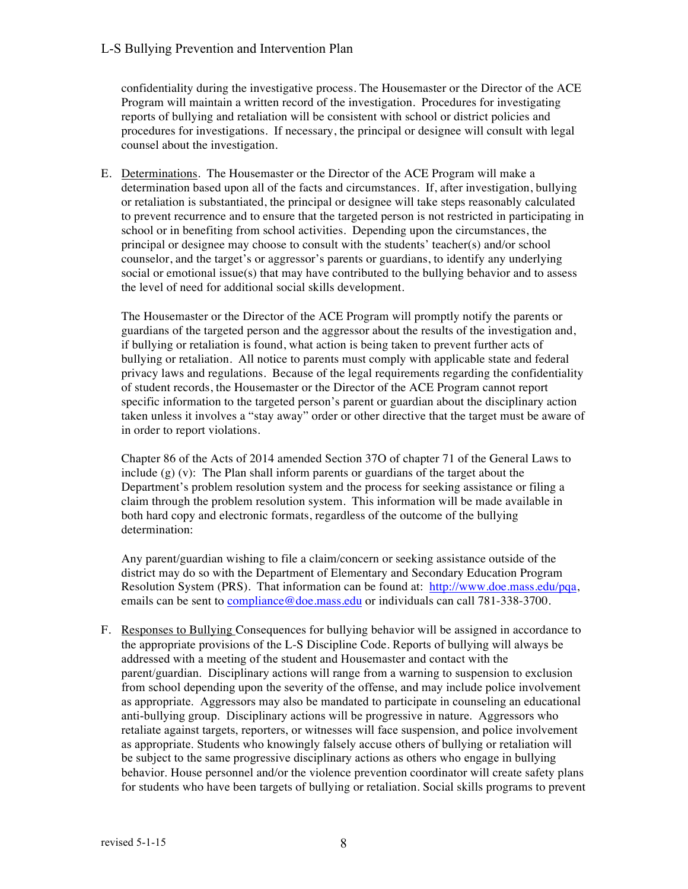confidentiality during the investigative process. The Housemaster or the Director of the ACE Program will maintain a written record of the investigation. Procedures for investigating reports of bullying and retaliation will be consistent with school or district policies and procedures for investigations. If necessary, the principal or designee will consult with legal counsel about the investigation.

E. Determinations. The Housemaster or the Director of the ACE Program will make a determination based upon all of the facts and circumstances. If, after investigation, bullying or retaliation is substantiated, the principal or designee will take steps reasonably calculated to prevent recurrence and to ensure that the targeted person is not restricted in participating in school or in benefiting from school activities. Depending upon the circumstances, the principal or designee may choose to consult with the students' teacher(s) and/or school counselor, and the target's or aggressor's parents or guardians, to identify any underlying social or emotional issue(s) that may have contributed to the bullying behavior and to assess the level of need for additional social skills development.

   The Housemaster or the Director of the ACE Program will promptly notify the parents or guardians of the targeted person and the aggressor about the results of the investigation and, if bullying or retaliation is found, what action is being taken to prevent further acts of bullying or retaliation. All notice to parents must comply with applicable state and federal privacy laws and regulations. Because of the legal requirements regarding the confidentiality of student records, the Housemaster or the Director of the ACE Program cannot report specific information to the targeted person's parent or guardian about the disciplinary action taken unless it involves a "stay away" order or other directive that the target must be aware of in order to report violations.

   Chapter 86 of the Acts of 2014 amended Section 37O of chapter 71 of the General Laws to include (g) (v): The Plan shall inform parents or guardians of the target about the Department's problem resolution system and the process for seeking assistance or filing a claim through the problem resolution system. This information will be made available in both hard copy and electronic formats, regardless of the outcome of the bullying determination:

   Any parent/guardian wishing to file a claim/concern or seeking assistance outside of the district may do so with the Department of Elementary and Secondary Education Program Resolution System (PRS). That information can be found at: [http://www.doe.mass.edu/pqa](http://www.doe.mass.edu/pqa), emails can be sent to [compliance@doe.mass.edu](mailto:compliance@doe.mass.edu) or individuals can call 781-338-3700.

F. Responses to Bullying Consequences for bullying behavior will be assigned in accordance to the appropriate provisions of the L-S Discipline Code. Reports of bullying will always be addressed with a meeting of the student and Housemaster and contact with the parent/guardian. Disciplinary actions will range from a warning to suspension to exclusion from school depending upon the severity of the offense, and may include police involvement as appropriate. Aggressors may also be mandated to participate in counseling an educational anti-bullying group. Disciplinary actions will be progressive in nature. Aggressors who retaliate against targets, reporters, or witnesses will face suspension, and police involvement as appropriate. Students who knowingly falsely accuse others of bullying or retaliation will be subject to the same progressive disciplinary actions as others who engage in bullying behavior. House personnel and/or the violence prevention coordinator will create safety plans for students who have been targets of bullying or retaliation. Social skills programs to prevent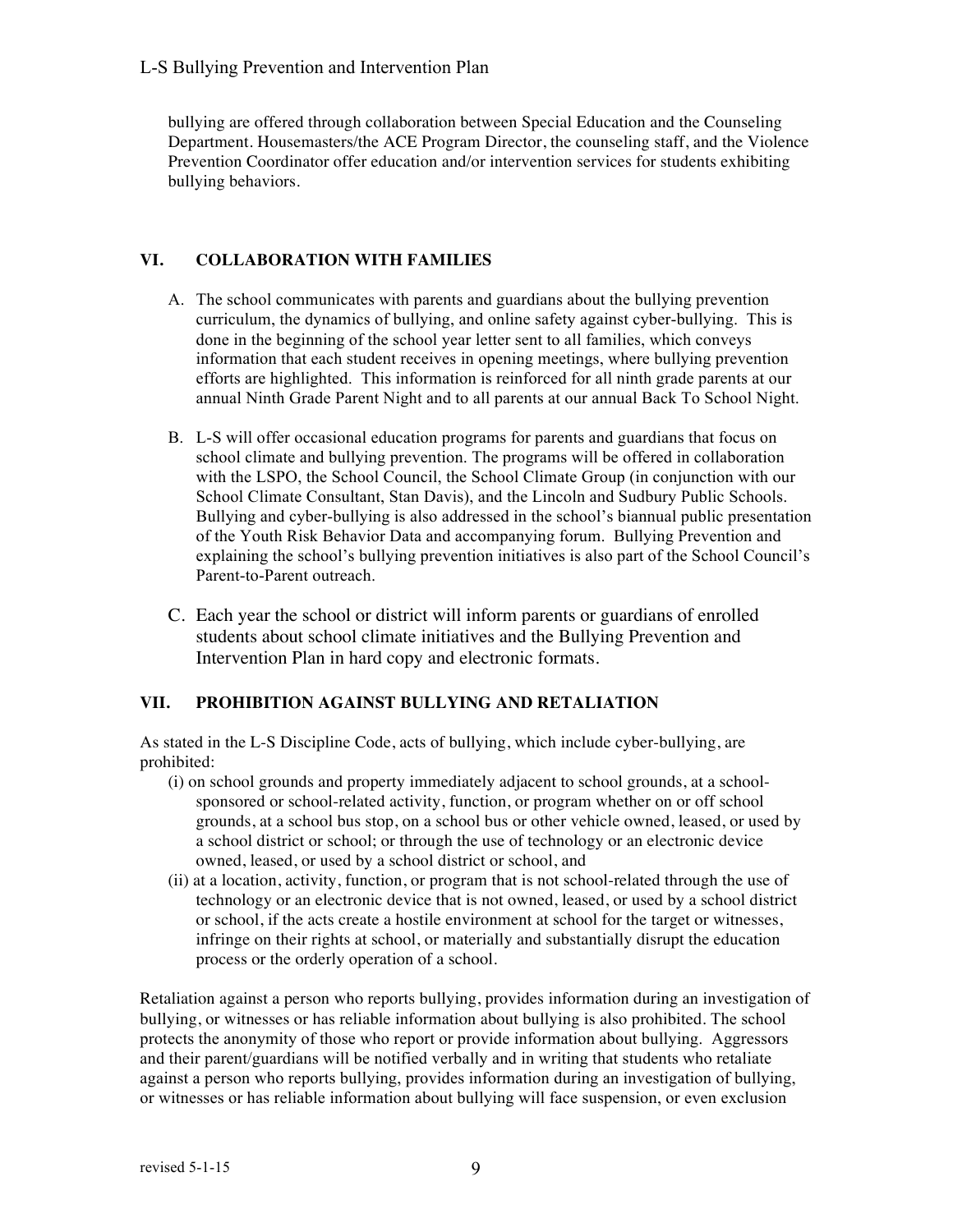bullying are offered through collaboration between Special Education and the Counseling Department. Housemasters/the ACE Program Director, the counseling staff, and the Violence Prevention Coordinator offer education and/or intervention services for students exhibiting bullying behaviors.

## VI. COLLABORATION WITH FAMILIES

A. The school communicates with parents and guardians about the bullying prevention curriculum, the dynamics of bullying, and online safety against cyber-bullying. This is done in the beginning of the school year letter sent to all families, which conveys information that each student receives in opening meetings, where bullying prevention efforts are highlighted. This information is reinforced for all ninth grade parents at our annual Ninth Grade Parent Night and to all parents at our annual Back To School Night.

B. L-S will offer occasional education programs for parents and guardians that focus on school climate and bullying prevention. The programs will be offered in collaboration with the LSPO, the School Council, the School Climate Group (in conjunction with our School Climate Consultant, Stan Davis), and the Lincoln and Sudbury Public Schools. Bullying and cyber-bullying is also addressed in the school's biannual public presentation of the Youth Risk Behavior Data and accompanying forum. Bullying Prevention and explaining the school's bullying prevention initiatives is also part of the School Council's Parent-to-Parent outreach.

C. Each year the school or district will inform parents or guardians of enrolled students about school climate initiatives and the Bullying Prevention and Intervention Plan in hard copy and electronic formats.

## VII. PROHIBITION AGAINST BULLYING AND RETALIATION

As stated in the L-S Discipline Code, acts of bullying, which include cyber-bullying, are prohibited:

(i) on school grounds and property immediately adjacent to school grounds, at a school-sponsored or school-related activity, function, or program whether on or off school grounds, at a school bus stop, on a school bus or other vehicle owned, leased, or used by a school district or school; or through the use of technology or an electronic device owned, leased, or used by a school district or school, and

(ii) at a location, activity, function, or program that is not school-related through the use of technology or an electronic device that is not owned, leased, or used by a school district or school, if the acts create a hostile environment at school for the target or witnesses, infringe on their rights at school, or materially and substantially disrupt the education process or the orderly operation of a school.

Retaliation against a person who reports bullying, provides information during an investigation of bullying, or witnesses or has reliable information about bullying is also prohibited. The school protects the anonymity of those who report or provide information about bullying. Aggressors and their parent/guardians will be notified verbally and in writing that students who retaliate against a person who reports bullying, provides information during an investigation of bullying, or witnesses or has reliable information about bullying will face suspension, or even exclusion

revised 5-1-15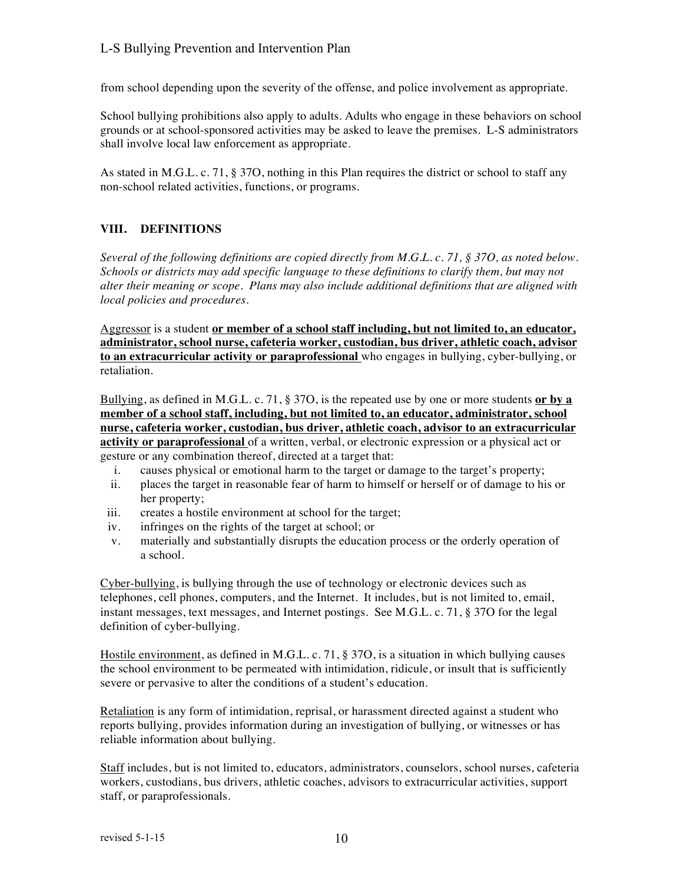from school depending upon the severity of the offense, and police involvement as appropriate.

School bullying prohibitions also apply to adults. Adults who engage in these behaviors on school grounds or at school-sponsored activities may be asked to leave the premises. L-S administrators shall involve local law enforcement as appropriate.

As stated in M.G.L. c. 71, § 37O, nothing in this Plan requires the district or school to staff any non-school related activities, functions, or programs.

## VIII. DEFINITIONS

*Several of the following definitions are copied directly from M.G.L. c. 71, § 37O, as noted below. Schools or districts may add specific language to these definitions to clarify them, but may not alter their meaning or scope. Plans may also include additional definitions that are aligned with local policies and procedures.*

<u>Aggressor</u> is a student **<u>or member of a school staff including, but not limited to, an educator, administrator, school nurse, cafeteria worker, custodian, bus driver, athletic coach, advisor to an extracurricular activity or paraprofessional</u>** who engages in bullying, cyber-bullying, or retaliation.

<u>Bullying</u>, as defined in M.G.L. c. 71, § 37O, is the repeated use by one or more students **<u>or by a member of a school staff, including, but not limited to, an educator, administrator, school nurse, cafeteria worker, custodian, bus driver, athletic coach, advisor to an extracurricular activity or paraprofessional</u>** of a written, verbal, or electronic expression or a physical act or gesture or any combination thereof, directed at a target that:

i. causes physical or emotional harm to the target or damage to the target's property;
ii. places the target in reasonable fear of harm to himself or herself or of damage to his or her property;
iii. creates a hostile environment at school for the target;
iv. infringes on the rights of the target at school; or
v. materially and substantially disrupts the education process or the orderly operation of a school.

<u>Cyber-bullying</u>, is bullying through the use of technology or electronic devices such as telephones, cell phones, computers, and the Internet. It includes, but is not limited to, email, instant messages, text messages, and Internet postings. See M.G.L. c. 71, § 37O for the legal definition of cyber-bullying.

<u>Hostile environment</u>, as defined in M.G.L. c. 71, § 37O, is a situation in which bullying causes the school environment to be permeated with intimidation, ridicule, or insult that is sufficiently severe or pervasive to alter the conditions of a student's education.

<u>Retaliation</u> is any form of intimidation, reprisal, or harassment directed against a student who reports bullying, provides information during an investigation of bullying, or witnesses or has reliable information about bullying.

<u>Staff</u> includes, but is not limited to, educators, administrators, counselors, school nurses, cafeteria workers, custodians, bus drivers, athletic coaches, advisors to extracurricular activities, support staff, or paraprofessionals.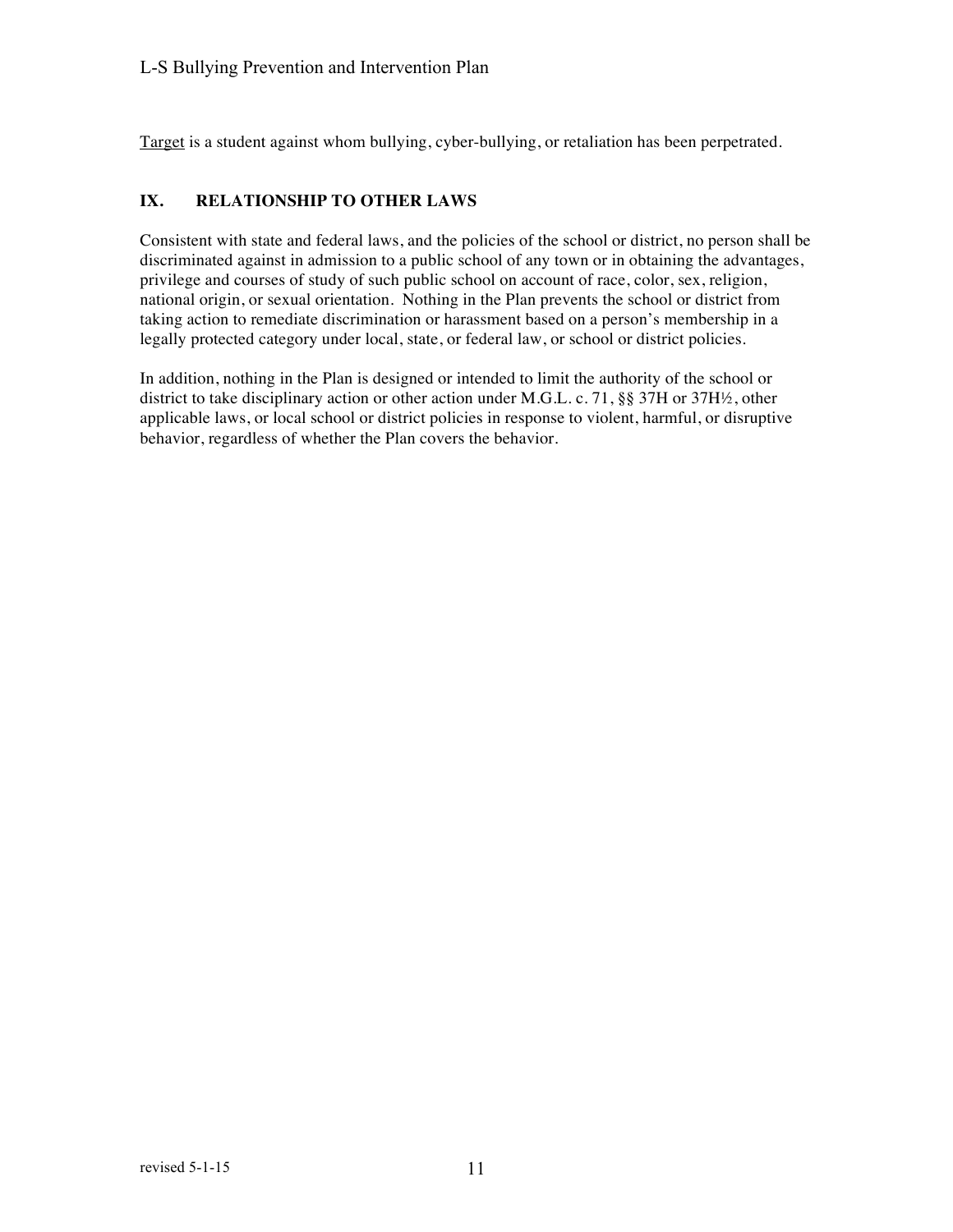Target is a student against whom bullying, cyber-bullying, or retaliation has been perpetrated.

## IX. RELATIONSHIP TO OTHER LAWS

Consistent with state and federal laws, and the policies of the school or district, no person shall be discriminated against in admission to a public school of any town or in obtaining the advantages, privilege and courses of study of such public school on account of race, color, sex, religion, national origin, or sexual orientation. Nothing in the Plan prevents the school or district from taking action to remediate discrimination or harassment based on a person's membership in a legally protected category under local, state, or federal law, or school or district policies.

In addition, nothing in the Plan is designed or intended to limit the authority of the school or district to take disciplinary action or other action under M.G.L. c. 71, §§ 37H or 37H½, other applicable laws, or local school or district policies in response to violent, harmful, or disruptive behavior, regardless of whether the Plan covers the behavior.

revised 5-1-15